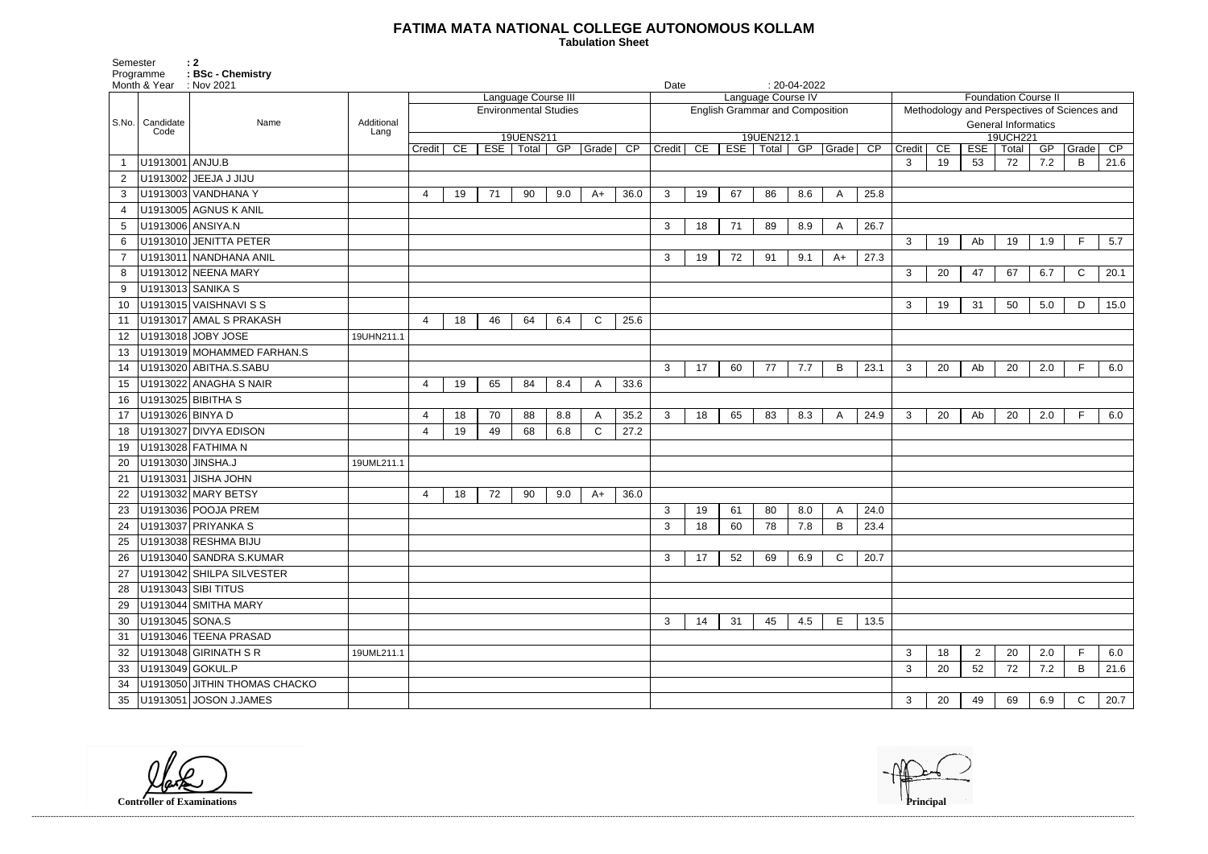# FATIMA MATA NATIONAL COLLEGE AUTONOMOUS KOLLAM

**Tabulation Sheet**

Semester : 2
Programme : BSc - Chemistry
Month & Year : Nov 2021
Date : 20-04-2022

| S.No. | Candidate Code | Name | Additional Lang | Language Course III | | | | | | | Language Course IV | | | | | | | Foundation Course II | | | | | | |
|---|---|---|---|---|---|---|---|---|---|---|---|---|---|---|---|---|---|---|---|---|---|---|---|---|
| | | | | Environmental Studies | | | | | | | English Grammar and Composition | | | | | | | Methodology and Perspectives of Sciences and General Informatics | | | | | | |
| | | | | 19UENS211 | | | | | | | 19UEN212.1 | | | | | | | 19UCH221 | | | | | | |
| | | | | Credit | CE | ESE | Total | GP | Grade | CP | Credit | CE | ESE | Total | GP | Grade | CP | Credit | CE | ESE | Total | GP | Grade | CP |
| 1 | U1913001 | ANJU.B | | | | | | | | | | | | | | | | 3 | 19 | 53 | 72 | 7.2 | B | 21.6 |
| 2 | U1913002 | JEEJA J JIJU | | | | | | | | | | | | | | | | | | | | | | |
| 3 | U1913003 | VANDHANA Y | | 4 | 19 | 71 | 90 | 9.0 | A+ | 36.0 | 3 | 19 | 67 | 86 | 8.6 | A | 25.8 | | | | | | | |
| 4 | U1913005 | AGNUS K ANIL | | | | | | | | | | | | | | | | | | | | | | |
| 5 | U1913006 | ANSIYA.N | | | | | | | | | 3 | 18 | 71 | 89 | 8.9 | A | 26.7 | | | | | | | |
| 6 | U1913010 | JENITTA PETER | | | | | | | | | | | | | | | | 3 | 19 | Ab | 19 | 1.9 | F | 5.7 |
| 7 | U1913011 | NANDHANA ANIL | | | | | | | | | 3 | 19 | 72 | 91 | 9.1 | A+ | 27.3 | | | | | | | |
| 8 | U1913012 | NEENA MARY | | | | | | | | | | | | | | | | 3 | 20 | 47 | 67 | 6.7 | C | 20.1 |
| 9 | U1913013 | SANIKA S | | | | | | | | | | | | | | | | | | | | | | |
| 10 | U1913015 | VAISHNAVI S S | | | | | | | | | | | | | | | | 3 | 19 | 31 | 50 | 5.0 | D | 15.0 |
| 11 | U1913017 | AMAL S PRAKASH | | 4 | 18 | 46 | 64 | 6.4 | C | 25.6 | | | | | | | | | | | | | | |
| 12 | U1913018 | JOBY JOSE | 19UHN211.1 | | | | | | | | | | | | | | | | | | | | | |
| 13 | U1913019 | MOHAMMED FARHAN.S | | | | | | | | | | | | | | | | | | | | | | |
| 14 | U1913020 | ABITHA.S.SABU | | | | | | | | | 3 | 17 | 60 | 77 | 7.7 | B | 23.1 | 3 | 20 | Ab | 20 | 2.0 | F | 6.0 |
| 15 | U1913022 | ANAGHA S NAIR | | 4 | 19 | 65 | 84 | 8.4 | A | 33.6 | | | | | | | | | | | | | | |
| 16 | U1913025 | BIBITHA S | | | | | | | | | | | | | | | | | | | | | | |
| 17 | U1913026 | BINYA D | | 4 | 18 | 70 | 88 | 8.8 | A | 35.2 | 3 | 18 | 65 | 83 | 8.3 | A | 24.9 | 3 | 20 | Ab | 20 | 2.0 | F | 6.0 |
| 18 | U1913027 | DIVYA EDISON | | 4 | 19 | 49 | 68 | 6.8 | C | 27.2 | | | | | | | | | | | | | | |
| 19 | U1913028 | FATHIMA N | | | | | | | | | | | | | | | | | | | | | | |
| 20 | U1913030 | JINSHA.J | 19UML211.1 | | | | | | | | | | | | | | | | | | | | | |
| 21 | U1913031 | JISHA JOHN | | | | | | | | | | | | | | | | | | | | | | |
| 22 | U1913032 | MARY BETSY | | 4 | 18 | 72 | 90 | 9.0 | A+ | 36.0 | | | | | | | | | | | | | | |
| 23 | U1913036 | POOJA PREM | | | | | | | | | 3 | 19 | 61 | 80 | 8.0 | A | 24.0 | | | | | | | |
| 24 | U1913037 | PRIYANKA S | | | | | | | | | 3 | 18 | 60 | 78 | 7.8 | B | 23.4 | | | | | | | |
| 25 | U1913038 | RESHMA BIJU | | | | | | | | | | | | | | | | | | | | | | |
| 26 | U1913040 | SANDRA S.KUMAR | | | | | | | | | 3 | 17 | 52 | 69 | 6.9 | C | 20.7 | | | | | | | |
| 27 | U1913042 | SHILPA SILVESTER | | | | | | | | | | | | | | | | | | | | | | |
| 28 | U1913043 | SIBI TITUS | | | | | | | | | | | | | | | | | | | | | | |
| 29 | U1913044 | SMITHA MARY | | | | | | | | | | | | | | | | | | | | | | |
| 30 | U1913045 | SONA.S | | | | | | | | | 3 | 14 | 31 | 45 | 4.5 | E | 13.5 | | | | | | | |
| 31 | U1913046 | TEENA PRASAD | | | | | | | | | | | | | | | | | | | | | | |
| 32 | U1913048 | GIRINATH S R | 19UML211.1 | | | | | | | | | | | | | | | 3 | 18 | 2 | 20 | 2.0 | F | 6.0 |
| 33 | U1913049 | GOKUL.P | | | | | | | | | | | | | | | | 3 | 20 | 52 | 72 | 7.2 | B | 21.6 |
| 34 | U1913050 | JITHIN THOMAS CHACKO | | | | | | | | | | | | | | | | | | | | | | |
| 35 | U1913051 | JOSON J.JAMES | | | | | | | | | | | | | | | | 3 | 20 | 49 | 69 | 6.9 | C | 20.7 |

Controller of Examinations

Principal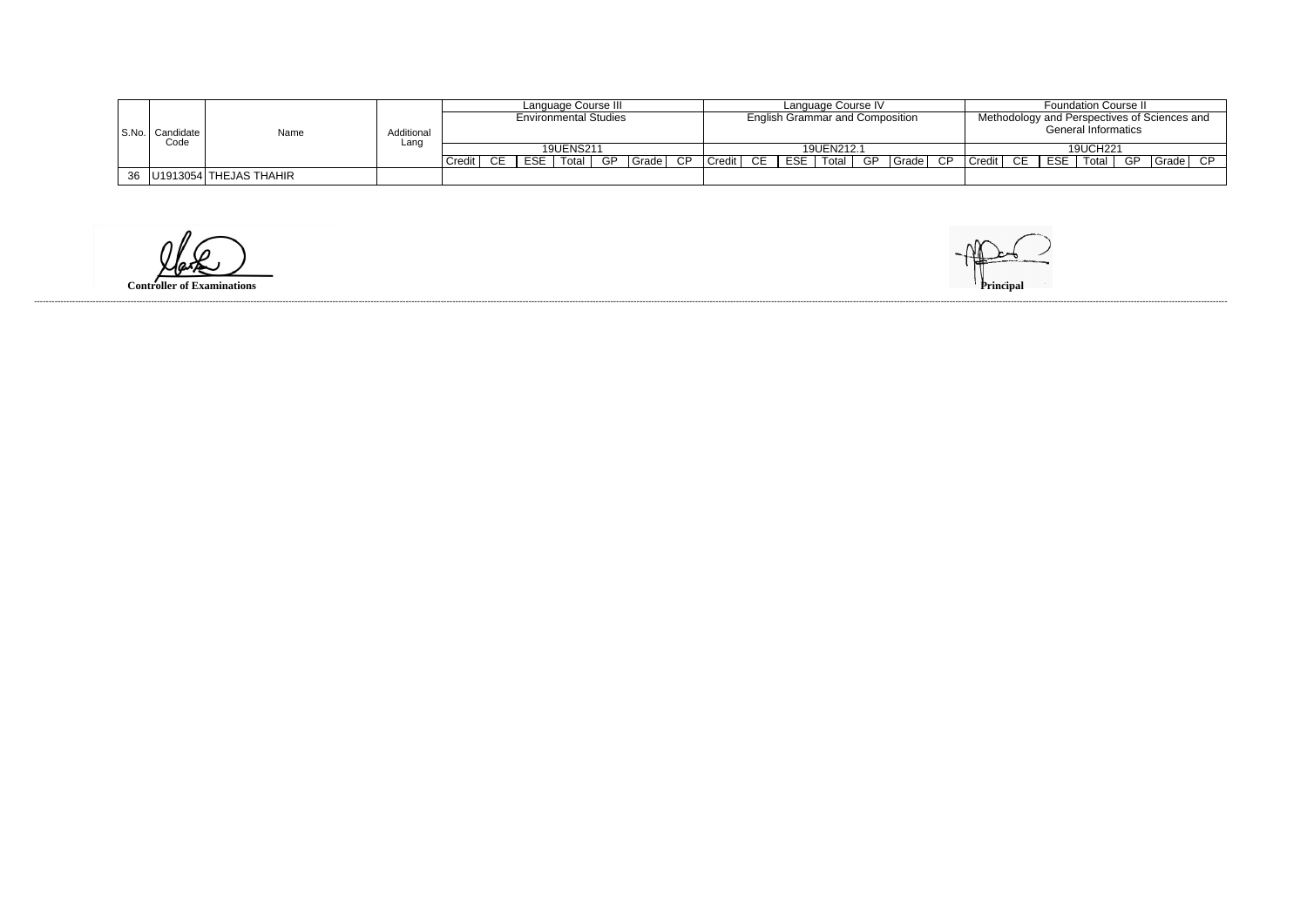| S.No. | Candidate Code | Name | Additional Lang | Language Course III | | | | | | | Language Course IV | | | | | | | Foundation Course II | | | | | | |
|---|---|---|---|---|---|---|---|---|---|---|---|---|---|---|---|---|---|---|---|---|---|---|---|---|
| | | | | Environmental Studies | | | | | | | English Grammar and Composition | | | | | | | Methodology and Perspectives of Sciences and General Informatics | | | | | | |
| | | | | 19UENS211 | | | | | | | 19UEN212.1 | | | | | | | 19UCH221 | | | | | | |
| | | | | Credit | CE | ESE | Total | GP | Grade | CP | Credit | CE | ESE | Total | GP | Grade | CP | Credit | CE | ESE | Total | GP | Grade | CP |
| 36 | U1913054 | THEJAS THAHIR | | | | | | | | | | | | | | | | | | | | | | |

**Controller of Examinations**

**Principal**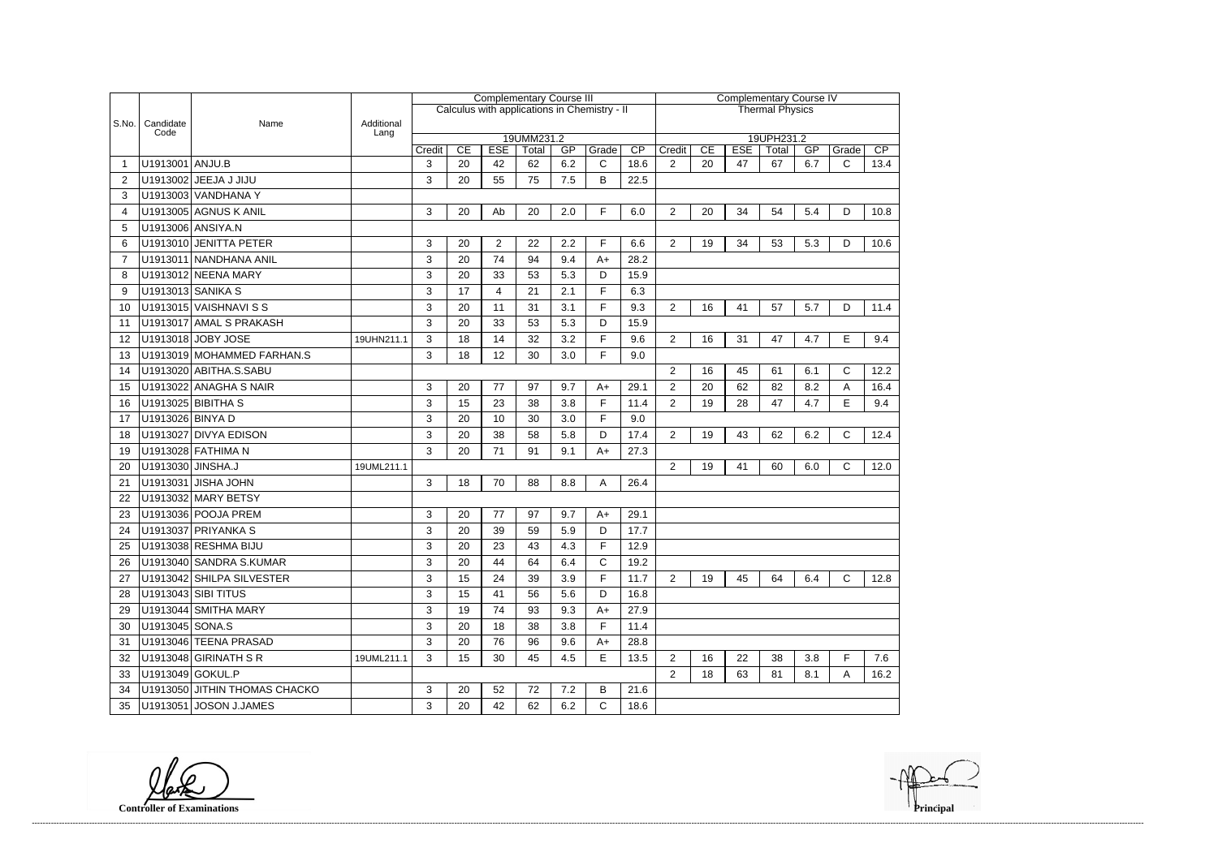| S.No. | Candidate Code | Name | Additional Lang | Complementary Course III | | | | | | | Complementary Course IV | | | | | | |
|---|---|---|---|---|---|---|---|---|---|---|---|---|---|---|---|---|---|
| | | | | Calculus with applications in Chemistry - II | | | | | | | Thermal Physics | | | | | | |
| | | | | 19UMM231.2 | | | | | | | 19UPH231.2 | | | | | | |
| | | | | Credit | CE | ESE | Total | GP | Grade | CP | Credit | CE | ESE | Total | GP | Grade | CP |
| 1 | U1913001 | ANJU.B | | 3 | 20 | 42 | 62 | 6.2 | C | 18.6 | 2 | 20 | 47 | 67 | 6.7 | C | 13.4 |
| 2 | U1913002 | JEEJA J JIJU | | 3 | 20 | 55 | 75 | 7.5 | B | 22.5 | | | | | | | |
| 3 | U1913003 | VANDHANA Y | | | | | | | | | | | | | | | |
| 4 | U1913005 | AGNUS K ANIL | | 3 | 20 | Ab | 20 | 2.0 | F | 6.0 | 2 | 20 | 34 | 54 | 5.4 | D | 10.8 |
| 5 | U1913006 | ANSIYA.N | | | | | | | | | | | | | | | |
| 6 | U1913010 | JENITTA PETER | | 3 | 20 | 2 | 22 | 2.2 | F | 6.6 | 2 | 19 | 34 | 53 | 5.3 | D | 10.6 |
| 7 | U1913011 | NANDHANA ANIL | | 3 | 20 | 74 | 94 | 9.4 | A+ | 28.2 | | | | | | | |
| 8 | U1913012 | NEENA MARY | | 3 | 20 | 33 | 53 | 5.3 | D | 15.9 | | | | | | | |
| 9 | U1913013 | SANIKA S | | 3 | 17 | 4 | 21 | 2.1 | F | 6.3 | | | | | | | |
| 10 | U1913015 | VAISHNAVI S S | | 3 | 20 | 11 | 31 | 3.1 | F | 9.3 | 2 | 16 | 41 | 57 | 5.7 | D | 11.4 |
| 11 | U1913017 | AMAL S PRAKASH | | 3 | 20 | 33 | 53 | 5.3 | D | 15.9 | | | | | | | |
| 12 | U1913018 | JOBY JOSE | 19UHN211.1 | 3 | 18 | 14 | 32 | 3.2 | F | 9.6 | 2 | 16 | 31 | 47 | 4.7 | E | 9.4 |
| 13 | U1913019 | MOHAMMED FARHAN.S | | 3 | 18 | 12 | 30 | 3.0 | F | 9.0 | | | | | | | |
| 14 | U1913020 | ABITHA.S.SABU | | | | | | | | | 2 | 16 | 45 | 61 | 6.1 | C | 12.2 |
| 15 | U1913022 | ANAGHA S NAIR | | 3 | 20 | 77 | 97 | 9.7 | A+ | 29.1 | 2 | 20 | 62 | 82 | 8.2 | A | 16.4 |
| 16 | U1913025 | BIBITHA S | | 3 | 15 | 23 | 38 | 3.8 | F | 11.4 | 2 | 19 | 28 | 47 | 4.7 | E | 9.4 |
| 17 | U1913026 | BINYA D | | 3 | 20 | 10 | 30 | 3.0 | F | 9.0 | | | | | | | |
| 18 | U1913027 | DIVYA EDISON | | 3 | 20 | 38 | 58 | 5.8 | D | 17.4 | 2 | 19 | 43 | 62 | 6.2 | C | 12.4 |
| 19 | U1913028 | FATHIMA N | | 3 | 20 | 71 | 91 | 9.1 | A+ | 27.3 | | | | | | | |
| 20 | U1913030 | JINSHA.J | 19UML211.1 | | | | | | | | 2 | 19 | 41 | 60 | 6.0 | C | 12.0 |
| 21 | U1913031 | JISHA JOHN | | 3 | 18 | 70 | 88 | 8.8 | A | 26.4 | | | | | | | |
| 22 | U1913032 | MARY BETSY | | | | | | | | | | | | | | | |
| 23 | U1913036 | POOJA PREM | | 3 | 20 | 77 | 97 | 9.7 | A+ | 29.1 | | | | | | | |
| 24 | U1913037 | PRIYANKA S | | 3 | 20 | 39 | 59 | 5.9 | D | 17.7 | | | | | | | |
| 25 | U1913038 | RESHMA BIJU | | 3 | 20 | 23 | 43 | 4.3 | F | 12.9 | | | | | | | |
| 26 | U1913040 | SANDRA S.KUMAR | | 3 | 20 | 44 | 64 | 6.4 | C | 19.2 | | | | | | | |
| 27 | U1913042 | SHILPA SILVESTER | | 3 | 15 | 24 | 39 | 3.9 | F | 11.7 | 2 | 19 | 45 | 64 | 6.4 | C | 12.8 |
| 28 | U1913043 | SIBI TITUS | | 3 | 15 | 41 | 56 | 5.6 | D | 16.8 | | | | | | | |
| 29 | U1913044 | SMITHA MARY | | 3 | 19 | 74 | 93 | 9.3 | A+ | 27.9 | | | | | | | |
| 30 | U1913045 | SONA.S | | 3 | 20 | 18 | 38 | 3.8 | F | 11.4 | | | | | | | |
| 31 | U1913046 | TEENA PRASAD | | 3 | 20 | 76 | 96 | 9.6 | A+ | 28.8 | | | | | | | |
| 32 | U1913048 | GIRINATH S R | 19UML211.1 | 3 | 15 | 30 | 45 | 4.5 | E | 13.5 | 2 | 16 | 22 | 38 | 3.8 | F | 7.6 |
| 33 | U1913049 | GOKUL.P | | | | | | | | | 2 | 18 | 63 | 81 | 8.1 | A | 16.2 |
| 34 | U1913050 | JITHIN THOMAS CHACKO | | 3 | 20 | 52 | 72 | 7.2 | B | 21.6 | | | | | | | |
| 35 | U1913051 | JOSON J.JAMES | | 3 | 20 | 42 | 62 | 6.2 | C | 18.6 | | | | | | | |

**Controller of Examinations**

**Principal**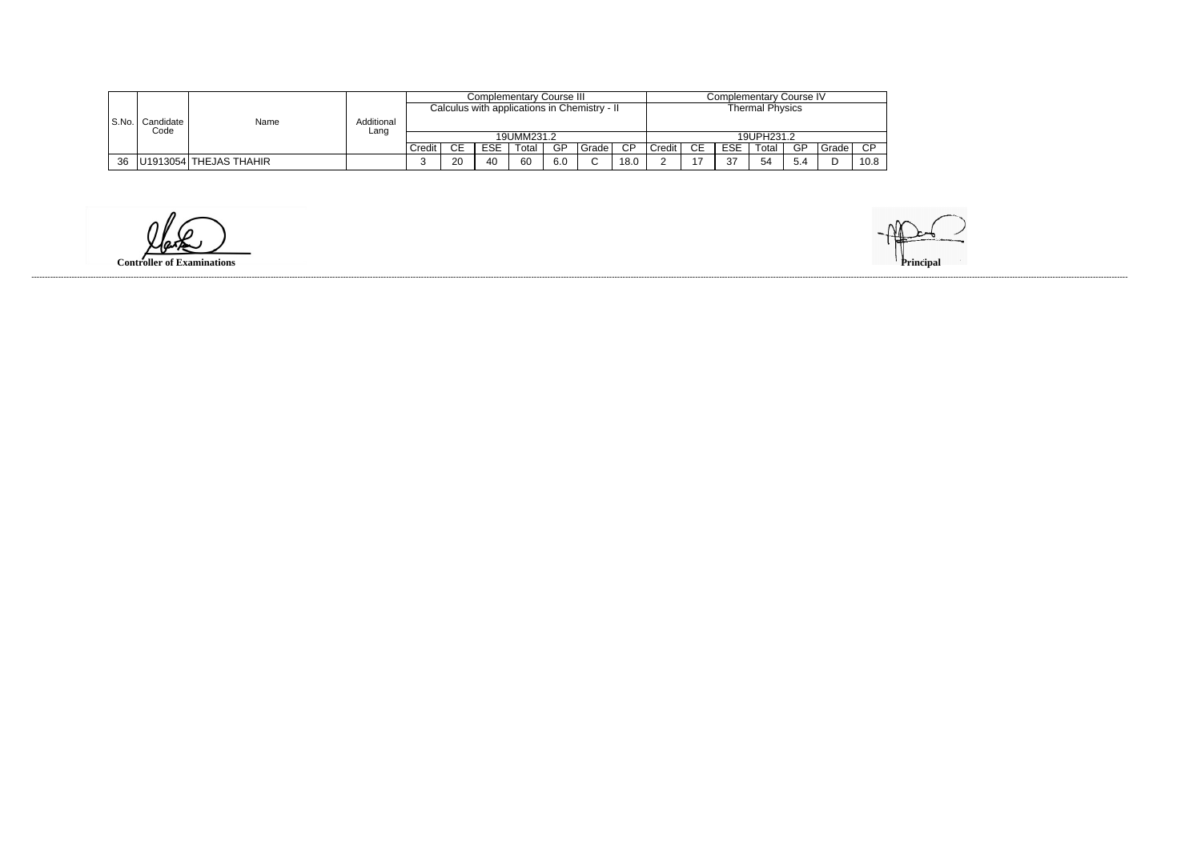| S.No. | Candidate Code | Name | Additional Lang | Complementary Course III | | | | | | | Complementary Course IV | | | | | | |
|---|---|---|---|---|---|---|---|---|---|---|---|---|---|---|---|---|---|
| | | | | Calculus with applications in Chemistry - II | | | | | | | Thermal Physics | | | | | | |
| | | | | 19UMM231.2 | | | | | | | 19UPH231.2 | | | | | | |
| | | | | Credit | CE | ESE | Total | GP | Grade | CP | Credit | CE | ESE | Total | GP | Grade | CP |
| 36 | U1913054 | THEJAS THAHIR | | 3 | 20 | 40 | 60 | 6.0 | C | 18.0 | 2 | 17 | 37 | 54 | 5.4 | D | 10.8 |

**Controller of Examinations**

**Principal**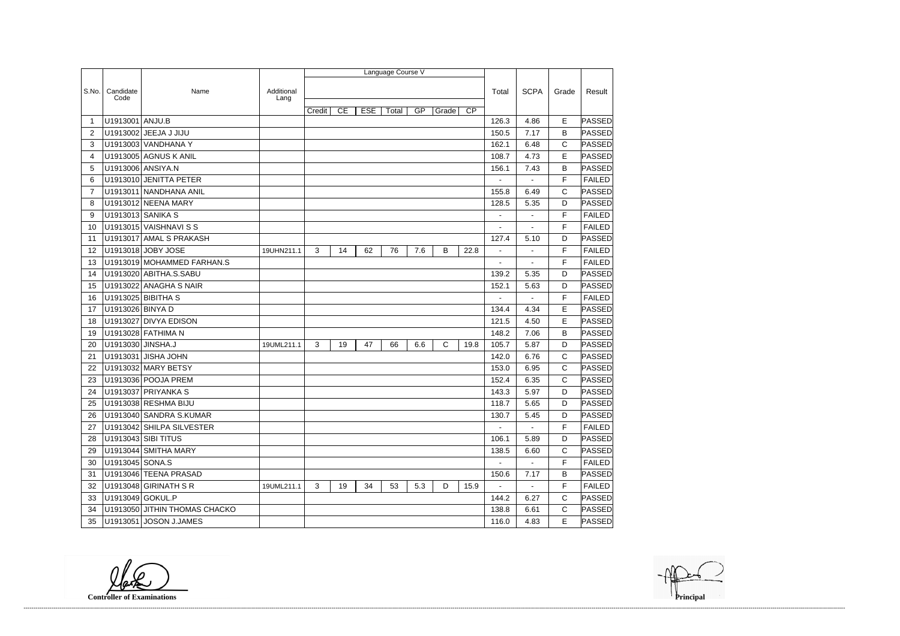| S.No. | Candidate Code | Name | Additional Lang | Language Course V | | | | | | | Total | SCPA | Grade | Result |
|---|---|---|---|---|---|---|---|---|---|---|---|---|---|---|
| | | | | Credit | CE | ESE | Total | GP | Grade | CP | | | | |
| 1 | U1913001 | ANJU.B | | | | | | | | | 126.3 | 4.86 | E | PASSED |
| 2 | U1913002 | JEEJA J JIJU | | | | | | | | | 150.5 | 7.17 | B | PASSED |
| 3 | U1913003 | VANDHANA Y | | | | | | | | | 162.1 | 6.48 | C | PASSED |
| 4 | U1913005 | AGNUS K ANIL | | | | | | | | | 108.7 | 4.73 | E | PASSED |
| 5 | U1913006 | ANSIYA.N | | | | | | | | | 156.1 | 7.43 | B | PASSED |
| 6 | U1913010 | JENITTA PETER | | | | | | | | | - | - | F | FAILED |
| 7 | U1913011 | NANDHANA ANIL | | | | | | | | | 155.8 | 6.49 | C | PASSED |
| 8 | U1913012 | NEENA MARY | | | | | | | | | 128.5 | 5.35 | D | PASSED |
| 9 | U1913013 | SANIKA S | | | | | | | | | - | - | F | FAILED |
| 10 | U1913015 | VAISHNAVI S S | | | | | | | | | - | - | F | FAILED |
| 11 | U1913017 | AMAL S PRAKASH | | | | | | | | | 127.4 | 5.10 | D | PASSED |
| 12 | U1913018 | JOBY JOSE | 19UHN211.1 | 3 | 14 | 62 | 76 | 7.6 | B | 22.8 | - | - | F | FAILED |
| 13 | U1913019 | MOHAMMED FARHAN.S | | | | | | | | | - | - | F | FAILED |
| 14 | U1913020 | ABITHA.S.SABU | | | | | | | | | 139.2 | 5.35 | D | PASSED |
| 15 | U1913022 | ANAGHA S NAIR | | | | | | | | | 152.1 | 5.63 | D | PASSED |
| 16 | U1913025 | BIBITHA S | | | | | | | | | - | - | F | FAILED |
| 17 | U1913026 | BINYA D | | | | | | | | | 134.4 | 4.34 | E | PASSED |
| 18 | U1913027 | DIVYA EDISON | | | | | | | | | 121.5 | 4.50 | E | PASSED |
| 19 | U1913028 | FATHIMA N | | | | | | | | | 148.2 | 7.06 | B | PASSED |
| 20 | U1913030 | JINSHA.J | 19UML211.1 | 3 | 19 | 47 | 66 | 6.6 | C | 19.8 | 105.7 | 5.87 | D | PASSED |
| 21 | U1913031 | JISHA JOHN | | | | | | | | | 142.0 | 6.76 | C | PASSED |
| 22 | U1913032 | MARY BETSY | | | | | | | | | 153.0 | 6.95 | C | PASSED |
| 23 | U1913036 | POOJA PREM | | | | | | | | | 152.4 | 6.35 | C | PASSED |
| 24 | U1913037 | PRIYANKA S | | | | | | | | | 143.3 | 5.97 | D | PASSED |
| 25 | U1913038 | RESHMA BIJU | | | | | | | | | 118.7 | 5.65 | D | PASSED |
| 26 | U1913040 | SANDRA S.KUMAR | | | | | | | | | 130.7 | 5.45 | D | PASSED |
| 27 | U1913042 | SHILPA SILVESTER | | | | | | | | | - | - | F | FAILED |
| 28 | U1913043 | SIBI TITUS | | | | | | | | | 106.1 | 5.89 | D | PASSED |
| 29 | U1913044 | SMITHA MARY | | | | | | | | | 138.5 | 6.60 | C | PASSED |
| 30 | U1913045 | SONA.S | | | | | | | | | - | - | F | FAILED |
| 31 | U1913046 | TEENA PRASAD | | | | | | | | | 150.6 | 7.17 | B | PASSED |
| 32 | U1913048 | GIRINATH S R | 19UML211.1 | 3 | 19 | 34 | 53 | 5.3 | D | 15.9 | - | - | F | FAILED |
| 33 | U1913049 | GOKUL.P | | | | | | | | | 144.2 | 6.27 | C | PASSED |
| 34 | U1913050 | JITHIN THOMAS CHACKO | | | | | | | | | 138.8 | 6.61 | C | PASSED |
| 35 | U1913051 | JOSON J.JAMES | | | | | | | | | 116.0 | 4.83 | E | PASSED |

**Controller of Examinations**

**Principal**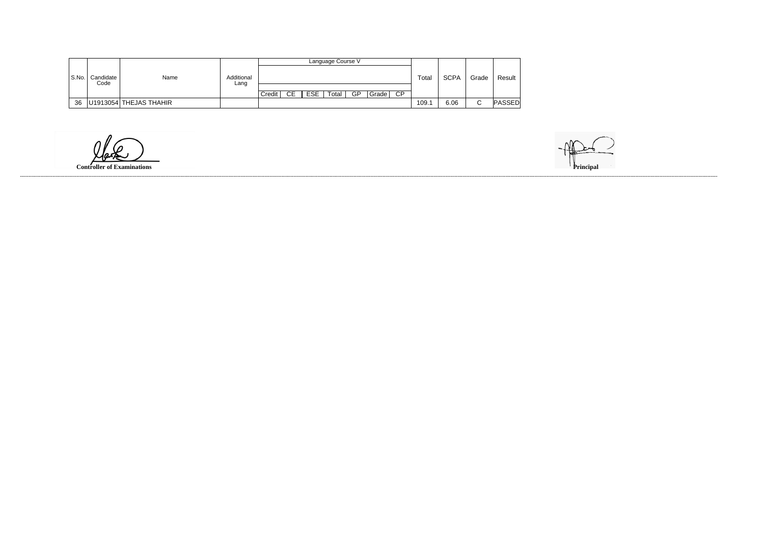| S.No. | Candidate Code | Name | Additional Lang | Language Course V | | | | | | | Total | SCPA | Grade | Result |
|---|---|---|---|---|---|---|---|---|---|---|---|---|---|---|
| | | | | Credit | CE | ESE | Total | GP | Grade | CP | | | | |
| 36 | U1913054 | THEJAS THAHIR | | | | | | | | | 109.1 | 6.06 | C | PASSED |

**Controller of Examinations**

**Principal**